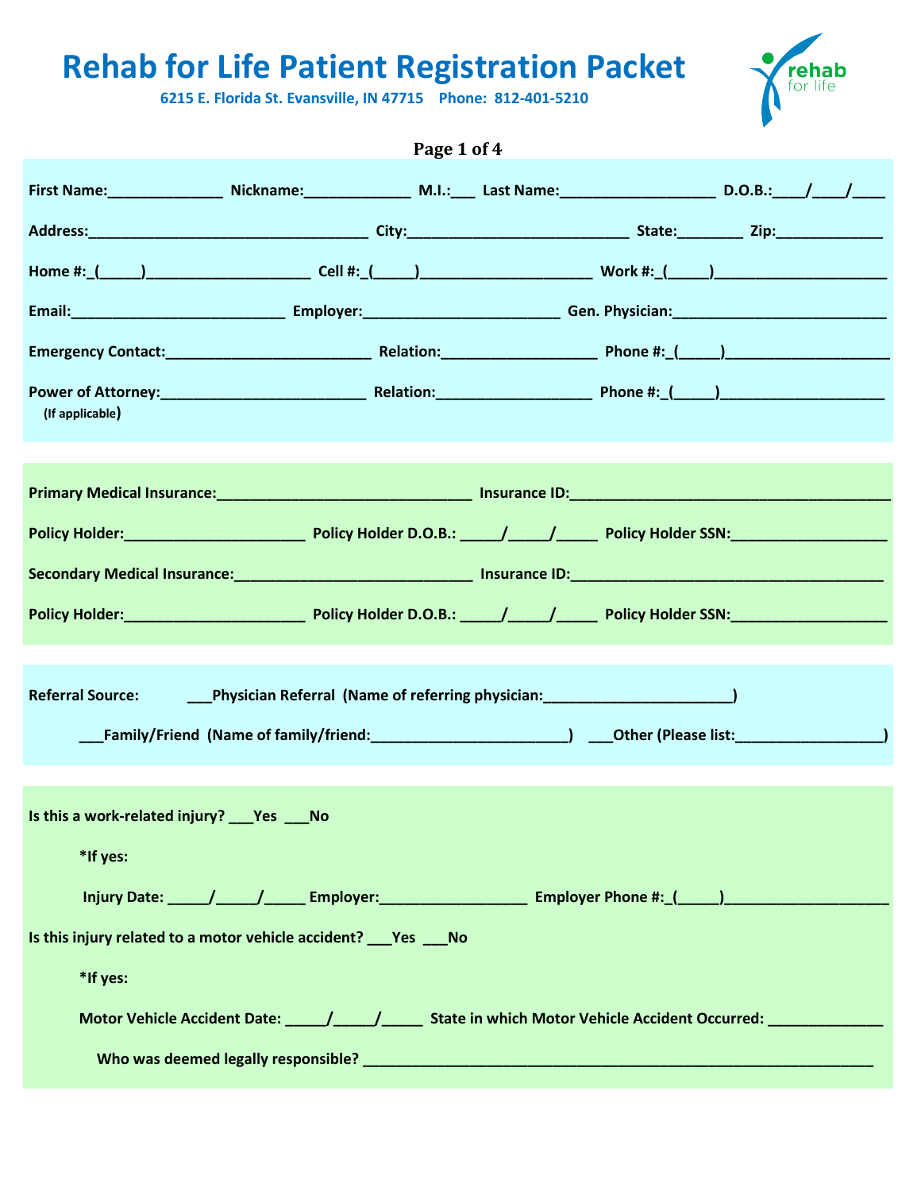# Rehab for Life Patient Registration Packet

**6215 E. Florida St. Evansville, IN 47715 Phone: 812-401-5210**

**Page 1 of 4**

**First Name:**______________ **Nickname:**_____________ **M.I.:**___ **Last Name:**___________________ **D.O.B.:**____/____/____

**Address:**__________________________________ **City:**__________________________ **State:**________ **Zip:**_____________

**Home #:**_(_____)____________________ **Cell #:**_(_____)_____________________ **Work #:**_(_____)_____________________

**Email:**_________________________ **Employer:**_______________________ **Gen. Physician:**_________________________

**Emergency Contact:**_________________________ **Relation:**___________________ **Phone #:**_(_____)____________________

**Power of Attorney:**_________________________ **Relation:**___________________ **Phone #:**_(_____)____________________
(If applicable)

**Primary Medical Insurance:**______________________________ **Insurance ID:**_______________________________________

**Policy Holder:**_____________________ **Policy Holder D.O.B.:** _____/_____/_____ **Policy Holder SSN:**__________________

**Secondary Medical Insurance:**____________________________ **Insurance ID:**______________________________________

**Policy Holder:**_____________________ **Policy Holder D.O.B.:** _____/_____/_____ **Policy Holder SSN:**__________________

**Referral Source:** ___**Physician Referral (Name of referring physician:**______________________**)**

___**Family/Friend (Name of family/friend:**________________________**)** ___**Other (Please list:**__________________**)**

**Is this a work-related injury?** ___**Yes** ___**No**

**\*If yes:**

**Injury Date:** _____/_____/_____ **Employer:**_________________ **Employer Phone #:**_(_____)____________________

**Is this injury related to a motor vehicle accident?** ___**Yes** ___**No**

**\*If yes:**

**Motor Vehicle Accident Date:** _____/_____/_____ **State in which Motor Vehicle Accident Occurred:** ______________

**Who was deemed legally responsible?** ____________________________________________________________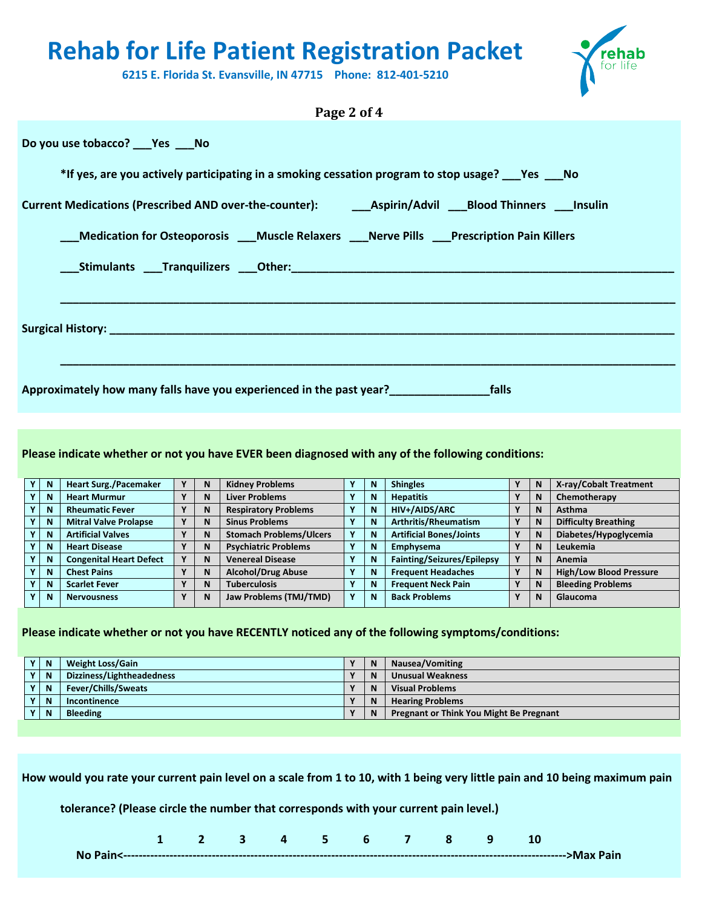# Rehab for Life Patient Registration Packet

**6215 E. Florida St. Evansville, IN 47715 Phone: 812-401-5210**

**Page 2 of 4**

**Do you use tobacco? ___Yes ___No**

**\*If yes, are you actively participating in a smoking cessation program to stop usage? ___Yes ___No**

**Current Medications (Prescribed AND over-the-counter):** ___Aspirin/Advil ___Blood Thinners ___Insulin

___Medication for Osteoporosis ___Muscle Relaxers ___Nerve Pills ___Prescription Pain Killers

___Stimulants ___Tranquilizers ___Other:____________________________________________________________

______________________________________________________________________________________

**Surgical History:** _______________________________________________________________________

______________________________________________________________________________________

**Approximately how many falls have you experienced in the past year?_______________falls**

**Please indicate whether or not you have EVER been diagnosed with any of the following conditions:**

| Y | N | Condition | Y | N | Condition | Y | N | Condition | Y | N | Condition |
|---|---|---|---|---|---|---|---|---|---|---|---|
| Y | N | Heart Surg./Pacemaker | Y | N | Kidney Problems | Y | N | Shingles | Y | N | X-ray/Cobalt Treatment |
| Y | N | Heart Murmur | Y | N | Liver Problems | Y | N | Hepatitis | Y | N | Chemotherapy |
| Y | N | Rheumatic Fever | Y | N | Respiratory Problems | Y | N | HIV+/AIDS/ARC | Y | N | Asthma |
| Y | N | Mitral Valve Prolapse | Y | N | Sinus Problems | Y | N | Arthritis/Rheumatism | Y | N | Difficulty Breathing |
| Y | N | Artificial Valves | Y | N | Stomach Problems/Ulcers | Y | N | Artificial Bones/Joints | Y | N | Diabetes/Hypoglycemia |
| Y | N | Heart Disease | Y | N | Psychiatric Problems | Y | N | Emphysema | Y | N | Leukemia |
| Y | N | Congenital Heart Defect | Y | N | Venereal Disease | Y | N | Fainting/Seizures/Epilepsy | Y | N | Anemia |
| Y | N | Chest Pains | Y | N | Alcohol/Drug Abuse | Y | N | Frequent Headaches | Y | N | High/Low Blood Pressure |
| Y | N | Scarlet Fever | Y | N | Tuberculosis | Y | N | Frequent Neck Pain | Y | N | Bleeding Problems |
| Y | N | Nervousness | Y | N | Jaw Problems (TMJ/TMD) | Y | N | Back Problems | Y | N | Glaucoma |

**Please indicate whether or not you have RECENTLY noticed any of the following symptoms/conditions:**

| Y | N | Symptom/Condition | Y | N | Symptom/Condition |
|---|---|---|---|---|---|
| Y | N | Weight Loss/Gain | Y | N | Nausea/Vomiting |
| Y | N | Dizziness/Lightheadedness | Y | N | Unusual Weakness |
| Y | N | Fever/Chills/Sweats | Y | N | Visual Problems |
| Y | N | Incontinence | Y | N | Hearing Problems |
| Y | N | Bleeding | Y | N | Pregnant or Think You Might Be Pregnant |

**How would you rate your current pain level on a scale from 1 to 10, with 1 being very little pain and 10 being maximum pain tolerance? (Please circle the number that corresponds with your current pain level.)**

**1 2 3 4 5 6 7 8 9 10**

**No Pain<------------------------------------------------------------------------------------------------------------------>Max Pain**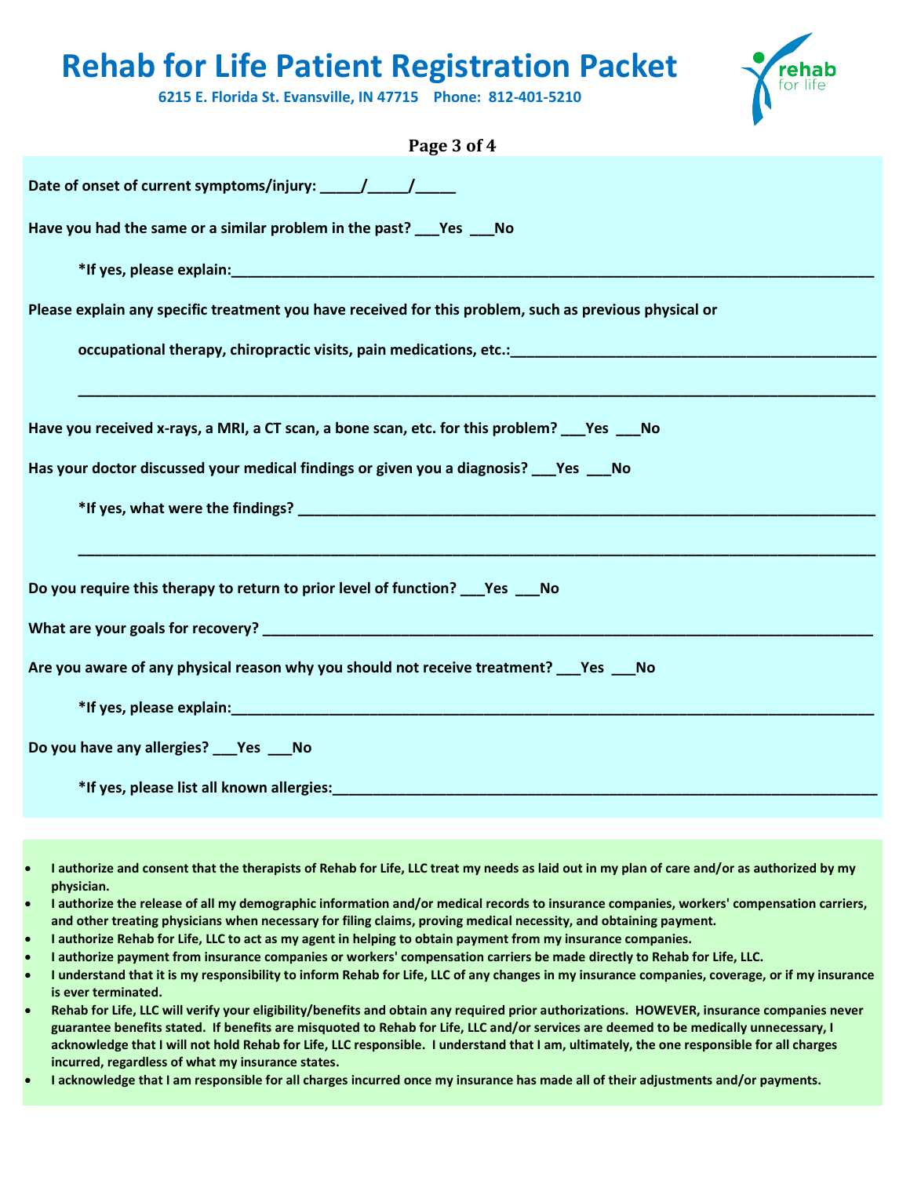# Rehab for Life Patient Registration Packet

**6215 E. Florida St. Evansville, IN 47715    Phone: 812-401-5210**

**Page 3 of 4**

**Date of onset of current symptoms/injury: _____/_____/_____**

**Have you had the same or a similar problem in the past? ___Yes ___No**

**\*If yes, please explain:________________________________________________________________________________**

**Please explain any specific treatment you have received for this problem, such as previous physical or occupational therapy, chiropractic visits, pain medications, etc.:____________________________________________**

**____________________________________________________________________________________________________**

**Have you received x-rays, a MRI, a CT scan, a bone scan, etc. for this problem? ___Yes ___No**

**Has your doctor discussed your medical findings or given you a diagnosis? ___Yes ___No**

**\*If yes, what were the findings? ________________________________________________________________________**

**____________________________________________________________________________________________________**

**Do you require this therapy to return to prior level of function? ___Yes ___No**

**What are your goals for recovery? ______________________________________________________________________**

**Are you aware of any physical reason why you should not receive treatment? ___Yes ___No**

**\*If yes, please explain:________________________________________________________________________________**

**Do you have any allergies? ___Yes ___No**

**\*If yes, please list all known allergies:__________________________________________________________________**

- **I authorize and consent that the therapists of Rehab for Life, LLC treat my needs as laid out in my plan of care and/or as authorized by my physician.**
- **I authorize the release of all my demographic information and/or medical records to insurance companies, workers' compensation carriers, and other treating physicians when necessary for filing claims, proving medical necessity, and obtaining payment.**
- **I authorize Rehab for Life, LLC to act as my agent in helping to obtain payment from my insurance companies.**
- **I authorize payment from insurance companies or workers' compensation carriers be made directly to Rehab for Life, LLC.**
- **I understand that it is my responsibility to inform Rehab for Life, LLC of any changes in my insurance companies, coverage, or if my insurance is ever terminated.**
- **Rehab for Life, LLC will verify your eligibility/benefits and obtain any required prior authorizations. HOWEVER, insurance companies never guarantee benefits stated. If benefits are misquoted to Rehab for Life, LLC and/or services are deemed to be medically unnecessary, I acknowledge that I will not hold Rehab for Life, LLC responsible. I understand that I am, ultimately, the one responsible for all charges incurred, regardless of what my insurance states.**
- **I acknowledge that I am responsible for all charges incurred once my insurance has made all of their adjustments and/or payments.**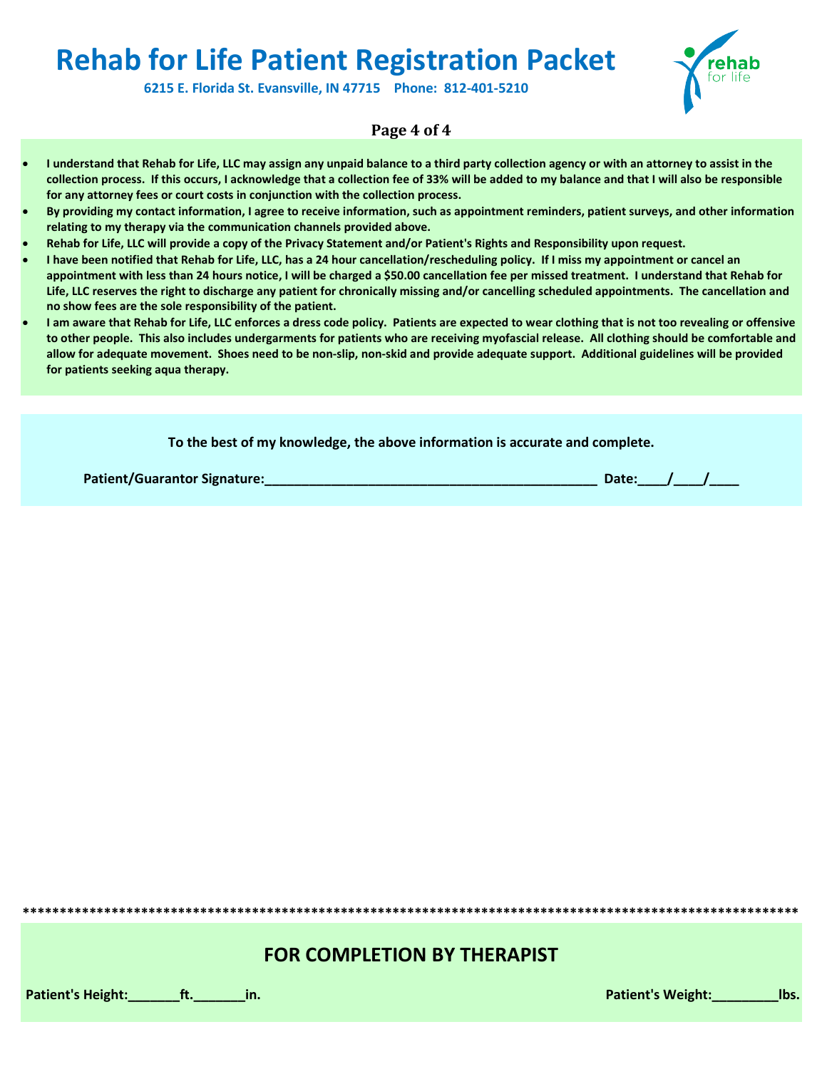# Rehab for Life Patient Registration Packet

**6215 E. Florida St. Evansville, IN 47715    Phone: 812-401-5210**

**Page 4 of 4**

- **I understand that Rehab for Life, LLC may assign any unpaid balance to a third party collection agency or with an attorney to assist in the collection process. If this occurs, I acknowledge that a collection fee of 33% will be added to my balance and that I will also be responsible for any attorney fees or court costs in conjunction with the collection process.**
- **By providing my contact information, I agree to receive information, such as appointment reminders, patient surveys, and other information relating to my therapy via the communication channels provided above.**
- **Rehab for Life, LLC will provide a copy of the Privacy Statement and/or Patient's Rights and Responsibility upon request.**
- **I have been notified that Rehab for Life, LLC, has a 24 hour cancellation/rescheduling policy. If I miss my appointment or cancel an appointment with less than 24 hours notice, I will be charged a $50.00 cancellation fee per missed treatment. I understand that Rehab for Life, LLC reserves the right to discharge any patient for chronically missing and/or cancelling scheduled appointments. The cancellation and no show fees are the sole responsibility of the patient.**
- **I am aware that Rehab for Life, LLC enforces a dress code policy. Patients are expected to wear clothing that is not too revealing or offensive to other people. This also includes undergarments for patients who are receiving myofascial release. All clothing should be comfortable and allow for adequate movement. Shoes need to be non-slip, non-skid and provide adequate support. Additional guidelines will be provided for patients seeking aqua therapy.**

**To the best of my knowledge, the above information is accurate and complete.**

**Patient/Guarantor Signature:_____________________________________________ Date:____/____/____**

************************************************************************************************************

## FOR COMPLETION BY THERAPIST

**Patient's Height:_______ft._______in.**    **Patient's Weight:_________lbs.**